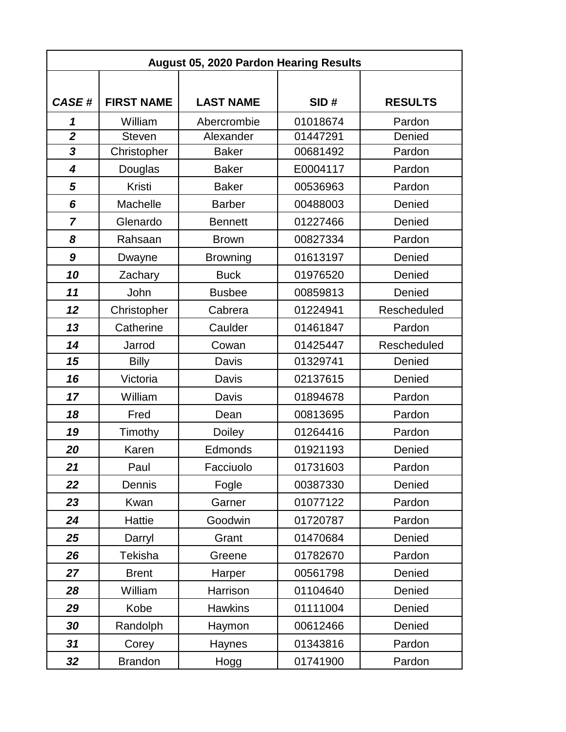| August 05, 2020 Pardon Hearing Results | | | | |
|---|---|---|---|---|
| ***CASE #*** | **FIRST NAME** | **LAST NAME** | **SID #** | **RESULTS** |
| ***1*** | William | Abercrombie | 01018674 | Pardon |
| ***2*** | Steven | Alexander | 01447291 | Denied |
| ***3*** | Christopher | Baker | 00681492 | Pardon |
| ***4*** | Douglas | Baker | E0004117 | Pardon |
| ***5*** | Kristi | Baker | 00536963 | Pardon |
| ***6*** | Machelle | Barber | 00488003 | Denied |
| ***7*** | Glenardo | Bennett | 01227466 | Denied |
| ***8*** | Rahsaan | Brown | 00827334 | Pardon |
| ***9*** | Dwayne | Browning | 01613197 | Denied |
| ***10*** | Zachary | Buck | 01976520 | Denied |
| ***11*** | John | Busbee | 00859813 | Denied |
| ***12*** | Christopher | Cabrera | 01224941 | Rescheduled |
| ***13*** | Catherine | Caulder | 01461847 | Pardon |
| ***14*** | Jarrod | Cowan | 01425447 | Rescheduled |
| ***15*** | Billy | Davis | 01329741 | Denied |
| ***16*** | Victoria | Davis | 02137615 | Denied |
| ***17*** | William | Davis | 01894678 | Pardon |
| ***18*** | Fred | Dean | 00813695 | Pardon |
| ***19*** | Timothy | Doiley | 01264416 | Pardon |
| ***20*** | Karen | Edmonds | 01921193 | Denied |
| ***21*** | Paul | Facciuolo | 01731603 | Pardon |
| ***22*** | Dennis | Fogle | 00387330 | Denied |
| ***23*** | Kwan | Garner | 01077122 | Pardon |
| ***24*** | Hattie | Goodwin | 01720787 | Pardon |
| ***25*** | Darryl | Grant | 01470684 | Denied |
| ***26*** | Tekisha | Greene | 01782670 | Pardon |
| ***27*** | Brent | Harper | 00561798 | Denied |
| ***28*** | William | Harrison | 01104640 | Denied |
| ***29*** | Kobe | Hawkins | 01111004 | Denied |
| ***30*** | Randolph | Haymon | 00612466 | Denied |
| ***31*** | Corey | Haynes | 01343816 | Pardon |
| ***32*** | Brandon | Hogg | 01741900 | Pardon |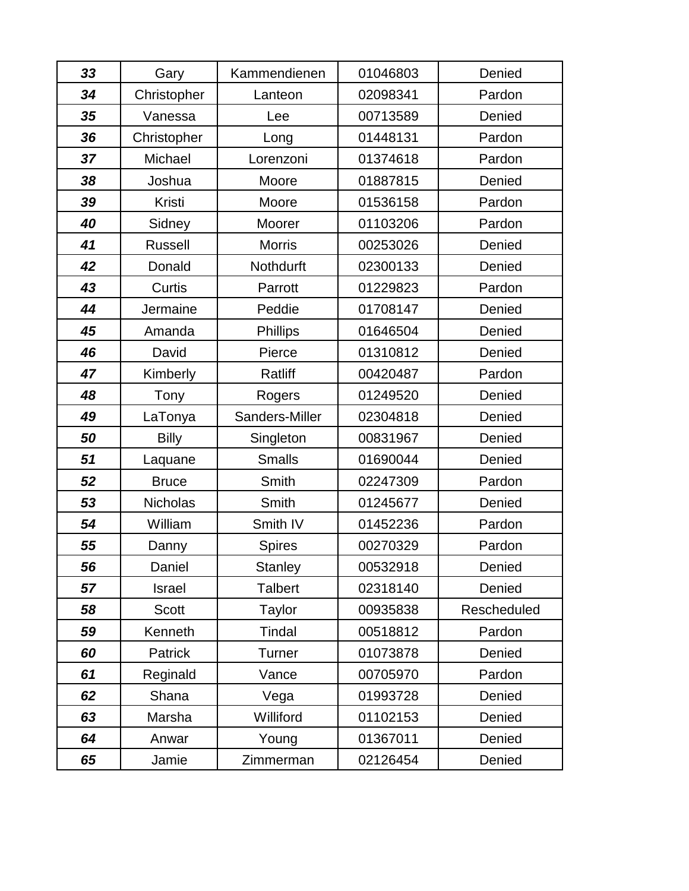| | | | | |
|---|---|---|---|---|
| ***33*** | Gary | Kammendienen | 01046803 | Denied |
| ***34*** | Christopher | Lanteon | 02098341 | Pardon |
| ***35*** | Vanessa | Lee | 00713589 | Denied |
| ***36*** | Christopher | Long | 01448131 | Pardon |
| ***37*** | Michael | Lorenzoni | 01374618 | Pardon |
| ***38*** | Joshua | Moore | 01887815 | Denied |
| ***39*** | Kristi | Moore | 01536158 | Pardon |
| ***40*** | Sidney | Moorer | 01103206 | Pardon |
| ***41*** | Russell | Morris | 00253026 | Denied |
| ***42*** | Donald | Nothdurft | 02300133 | Denied |
| ***43*** | Curtis | Parrott | 01229823 | Pardon |
| ***44*** | Jermaine | Peddie | 01708147 | Denied |
| ***45*** | Amanda | Phillips | 01646504 | Denied |
| ***46*** | David | Pierce | 01310812 | Denied |
| ***47*** | Kimberly | Ratliff | 00420487 | Pardon |
| ***48*** | Tony | Rogers | 01249520 | Denied |
| ***49*** | LaTonya | Sanders-Miller | 02304818 | Denied |
| ***50*** | Billy | Singleton | 00831967 | Denied |
| ***51*** | Laquane | Smalls | 01690044 | Denied |
| ***52*** | Bruce | Smith | 02247309 | Pardon |
| ***53*** | Nicholas | Smith | 01245677 | Denied |
| ***54*** | William | Smith IV | 01452236 | Pardon |
| ***55*** | Danny | Spires | 00270329 | Pardon |
| ***56*** | Daniel | Stanley | 00532918 | Denied |
| ***57*** | Israel | Talbert | 02318140 | Denied |
| ***58*** | Scott | Taylor | 00935838 | Rescheduled |
| ***59*** | Kenneth | Tindal | 00518812 | Pardon |
| ***60*** | Patrick | Turner | 01073878 | Denied |
| ***61*** | Reginald | Vance | 00705970 | Pardon |
| ***62*** | Shana | Vega | 01993728 | Denied |
| ***63*** | Marsha | Williford | 01102153 | Denied |
| ***64*** | Anwar | Young | 01367011 | Denied |
| ***65*** | Jamie | Zimmerman | 02126454 | Denied |